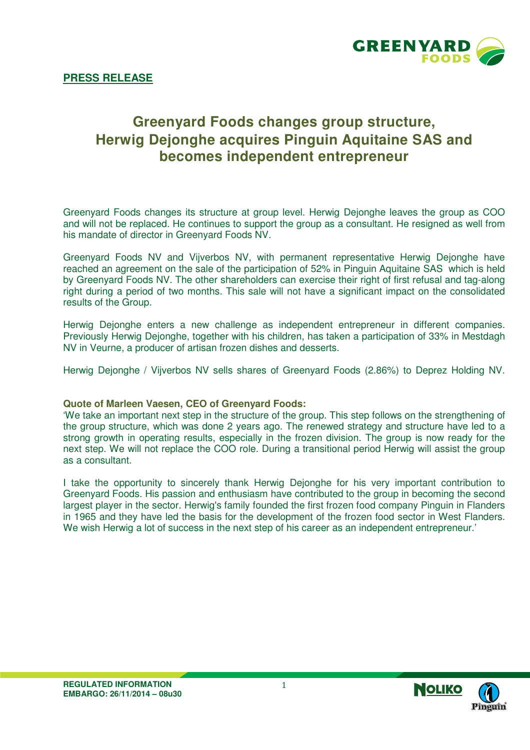**PRESS RELEASE**

# Greenyard Foods changes group structure, Herwig Dejonghe acquires Pinguin Aquitaine SAS and becomes independent entrepreneur

Greenyard Foods changes its structure at group level. Herwig Dejonghe leaves the group as COO and will not be replaced. He continues to support the group as a consultant. He resigned as well from his mandate of director in Greenyard Foods NV.

Greenyard Foods NV and Vijverbos NV, with permanent representative Herwig Dejonghe have reached an agreement on the sale of the participation of 52% in Pinguin Aquitaine SAS which is held by Greenyard Foods NV. The other shareholders can exercise their right of first refusal and tag-along right during a period of two months. This sale will not have a significant impact on the consolidated results of the Group.

Herwig Dejonghe enters a new challenge as independent entrepreneur in different companies. Previously Herwig Dejonghe, together with his children, has taken a participation of 33% in Mestdagh NV in Veurne, a producer of artisan frozen dishes and desserts.

Herwig Dejonghe / Vijverbos NV sells shares of Greenyard Foods (2.86%) to Deprez Holding NV.

**Quote of Marleen Vaesen, CEO of Greenyard Foods:**
'We take an important next step in the structure of the group. This step follows on the strengthening of the group structure, which was done 2 years ago. The renewed strategy and structure have led to a strong growth in operating results, especially in the frozen division. The group is now ready for the next step. We will not replace the COO role. During a transitional period Herwig will assist the group as a consultant.

I take the opportunity to sincerely thank Herwig Dejonghe for his very important contribution to Greenyard Foods. His passion and enthusiasm have contributed to the group in becoming the second largest player in the sector. Herwig's family founded the first frozen food company Pinguin in Flanders in 1965 and they have led the basis for the development of the frozen food sector in West Flanders. We wish Herwig a lot of success in the next step of his career as an independent entrepreneur.'

**REGULATED INFORMATION**
**EMBARGO: 26/11/2014 – 08u30**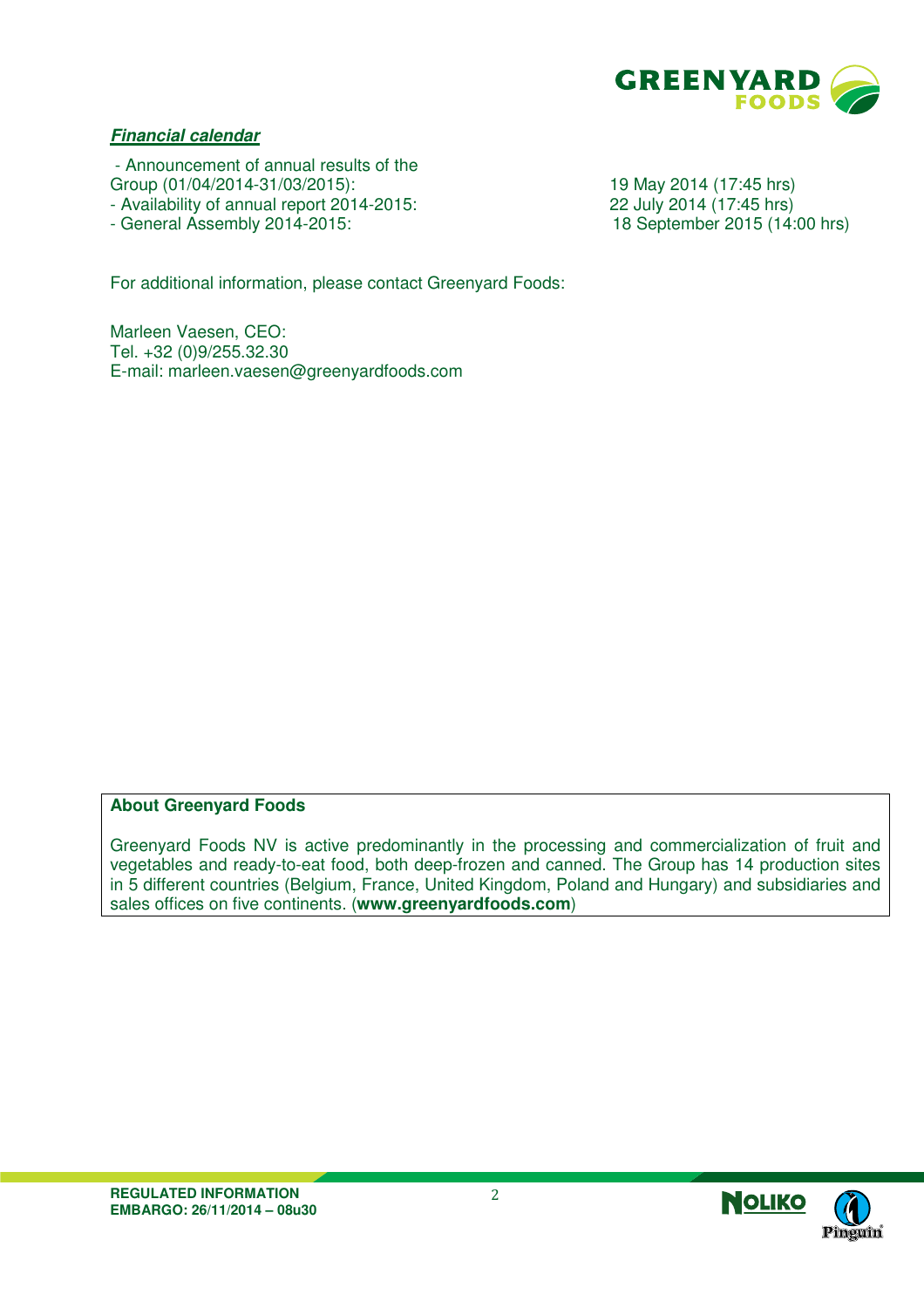***Financial calendar***

- Announcement of annual results of the Group (01/04/2014-31/03/2015): 19 May 2014 (17:45 hrs)
- Availability of annual report 2014-2015: 22 July 2014 (17:45 hrs)
- General Assembly 2014-2015: 18 September 2015 (14:00 hrs)

For additional information, please contact Greenyard Foods:

Marleen Vaesen, CEO:
Tel. +32 (0)9/255.32.30
E-mail: marleen.vaesen@greenyardfoods.com

**About Greenyard Foods**

Greenyard Foods NV is active predominantly in the processing and commercialization of fruit and vegetables and ready-to-eat food, both deep-frozen and canned. The Group has 14 production sites in 5 different countries (Belgium, France, United Kingdom, Poland and Hungary) and subsidiaries and sales offices on five continents. (**www.greenyardfoods.com**)

**REGULATED INFORMATION**
**EMBARGO: 26/11/2014 – 08u30**